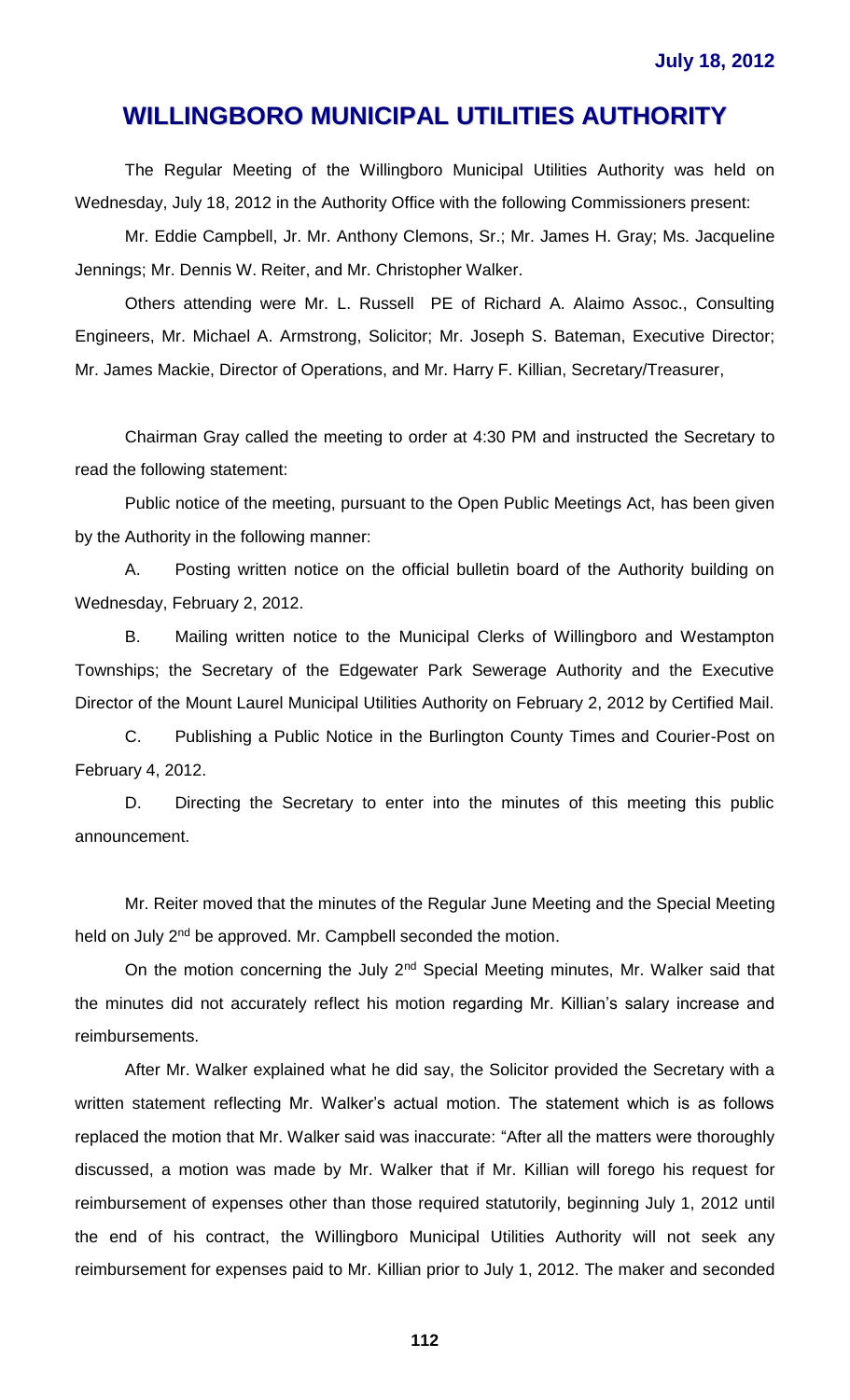July 18, 2012

# WILLINGBORO MUNICIPAL UTILITIES AUTHORITY

The Regular Meeting of the Willingboro Municipal Utilities Authority was held on Wednesday, July 18, 2012 in the Authority Office with the following Commissioners present:

Mr. Eddie Campbell, Jr. Mr. Anthony Clemons, Sr.; Mr. James H. Gray; Ms. Jacqueline Jennings; Mr. Dennis W. Reiter, and Mr. Christopher Walker.

Others attending were Mr. L. Russell PE of Richard A. Alaimo Assoc., Consulting Engineers, Mr. Michael A. Armstrong, Solicitor; Mr. Joseph S. Bateman, Executive Director; Mr. James Mackie, Director of Operations, and Mr. Harry F. Killian, Secretary/Treasurer,

Chairman Gray called the meeting to order at 4:30 PM and instructed the Secretary to read the following statement:

Public notice of the meeting, pursuant to the Open Public Meetings Act, has been given by the Authority in the following manner:

A. Posting written notice on the official bulletin board of the Authority building on Wednesday, February 2, 2012.

B. Mailing written notice to the Municipal Clerks of Willingboro and Westampton Townships; the Secretary of the Edgewater Park Sewerage Authority and the Executive Director of the Mount Laurel Municipal Utilities Authority on February 2, 2012 by Certified Mail.

C. Publishing a Public Notice in the Burlington County Times and Courier-Post on February 4, 2012.

D. Directing the Secretary to enter into the minutes of this meeting this public announcement.

Mr. Reiter moved that the minutes of the Regular June Meeting and the Special Meeting held on July 2nd be approved. Mr. Campbell seconded the motion.

On the motion concerning the July 2nd Special Meeting minutes, Mr. Walker said that the minutes did not accurately reflect his motion regarding Mr. Killian's salary increase and reimbursements.

After Mr. Walker explained what he did say, the Solicitor provided the Secretary with a written statement reflecting Mr. Walker's actual motion. The statement which is as follows replaced the motion that Mr. Walker said was inaccurate: "After all the matters were thoroughly discussed, a motion was made by Mr. Walker that if Mr. Killian will forego his request for reimbursement of expenses other than those required statutorily, beginning July 1, 2012 until the end of his contract, the Willingboro Municipal Utilities Authority will not seek any reimbursement for expenses paid to Mr. Killian prior to July 1, 2012. The maker and seconded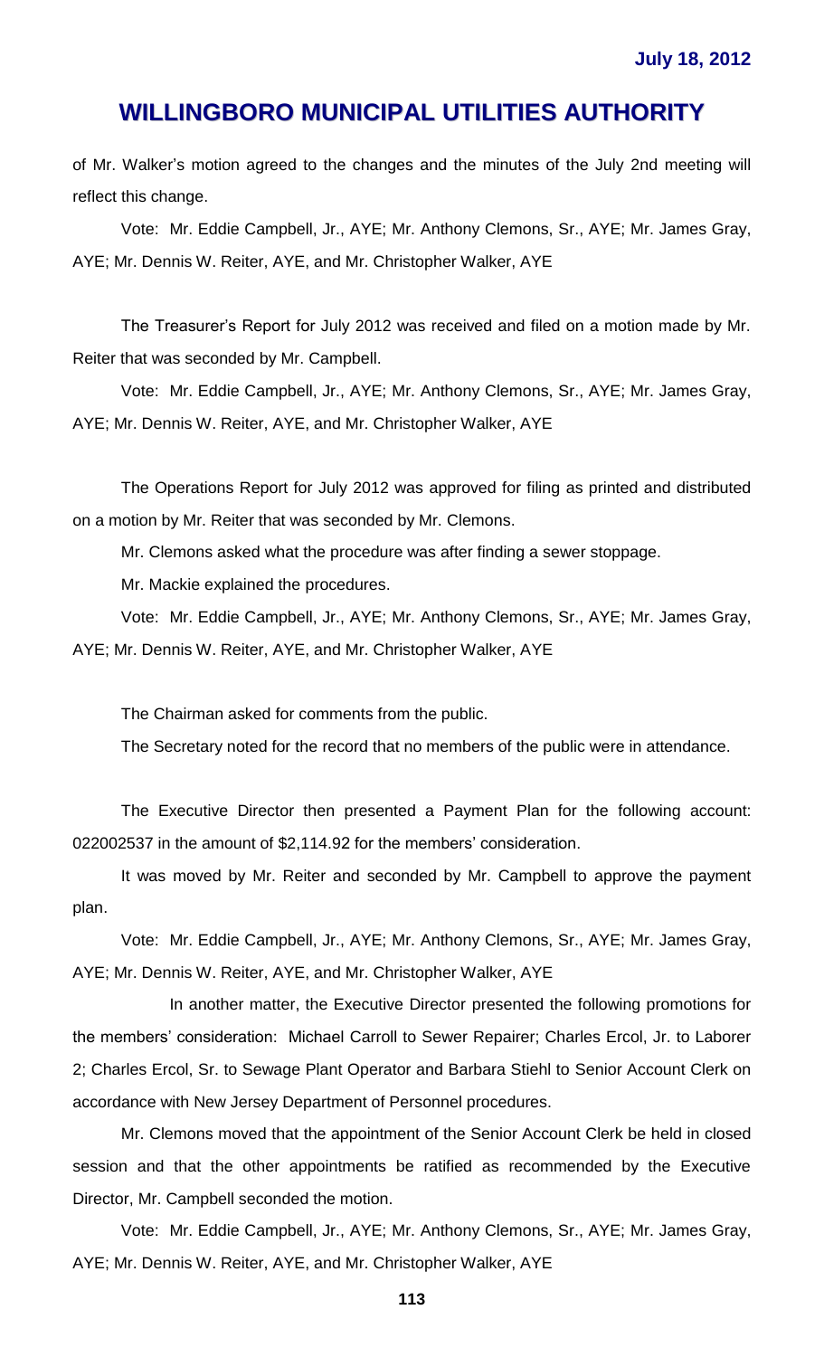of Mr. Walker's motion agreed to the changes and the minutes of the July 2nd meeting will reflect this change.

Vote: Mr. Eddie Campbell, Jr., AYE; Mr. Anthony Clemons, Sr., AYE; Mr. James Gray, AYE; Mr. Dennis W. Reiter, AYE, and Mr. Christopher Walker, AYE

The Treasurer's Report for July 2012 was received and filed on a motion made by Mr. Reiter that was seconded by Mr. Campbell.

Vote: Mr. Eddie Campbell, Jr., AYE; Mr. Anthony Clemons, Sr., AYE; Mr. James Gray, AYE; Mr. Dennis W. Reiter, AYE, and Mr. Christopher Walker, AYE

The Operations Report for July 2012 was approved for filing as printed and distributed on a motion by Mr. Reiter that was seconded by Mr. Clemons.

Mr. Clemons asked what the procedure was after finding a sewer stoppage.

Mr. Mackie explained the procedures.

Vote: Mr. Eddie Campbell, Jr., AYE; Mr. Anthony Clemons, Sr., AYE; Mr. James Gray, AYE; Mr. Dennis W. Reiter, AYE, and Mr. Christopher Walker, AYE

The Chairman asked for comments from the public.

The Secretary noted for the record that no members of the public were in attendance.

The Executive Director then presented a Payment Plan for the following account: 022002537 in the amount of $2,114.92 for the members' consideration.

It was moved by Mr. Reiter and seconded by Mr. Campbell to approve the payment plan.

Vote: Mr. Eddie Campbell, Jr., AYE; Mr. Anthony Clemons, Sr., AYE; Mr. James Gray, AYE; Mr. Dennis W. Reiter, AYE, and Mr. Christopher Walker, AYE

In another matter, the Executive Director presented the following promotions for the members' consideration: Michael Carroll to Sewer Repairer; Charles Ercol, Jr. to Laborer 2; Charles Ercol, Sr. to Sewage Plant Operator and Barbara Stiehl to Senior Account Clerk on accordance with New Jersey Department of Personnel procedures.

Mr. Clemons moved that the appointment of the Senior Account Clerk be held in closed session and that the other appointments be ratified as recommended by the Executive Director, Mr. Campbell seconded the motion.

Vote: Mr. Eddie Campbell, Jr., AYE; Mr. Anthony Clemons, Sr., AYE; Mr. James Gray, AYE; Mr. Dennis W. Reiter, AYE, and Mr. Christopher Walker, AYE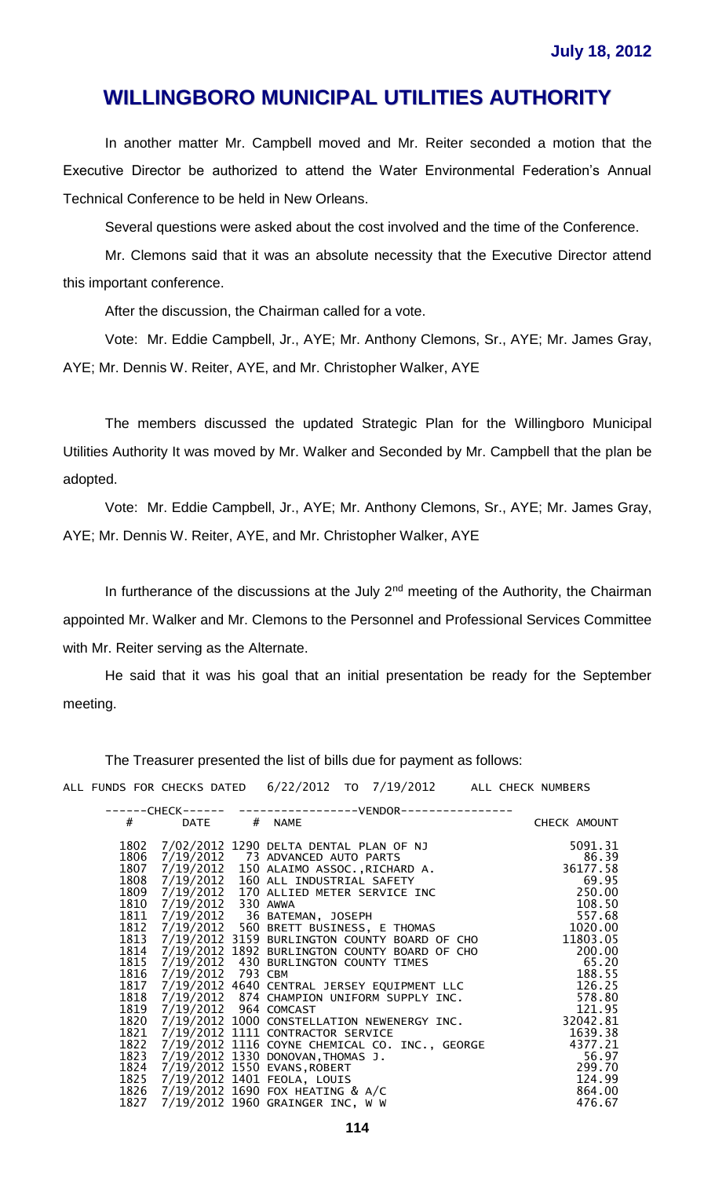# WILLINGBORO MUNICIPAL UTILITIES AUTHORITY

In another matter Mr. Campbell moved and Mr. Reiter seconded a motion that the Executive Director be authorized to attend the Water Environmental Federation's Annual Technical Conference to be held in New Orleans.

Several questions were asked about the cost involved and the time of the Conference.

Mr. Clemons said that it was an absolute necessity that the Executive Director attend this important conference.

After the discussion, the Chairman called for a vote.

Vote: Mr. Eddie Campbell, Jr., AYE; Mr. Anthony Clemons, Sr., AYE; Mr. James Gray, AYE; Mr. Dennis W. Reiter, AYE, and Mr. Christopher Walker, AYE

The members discussed the updated Strategic Plan for the Willingboro Municipal Utilities Authority It was moved by Mr. Walker and Seconded by Mr. Campbell that the plan be adopted.

Vote: Mr. Eddie Campbell, Jr., AYE; Mr. Anthony Clemons, Sr., AYE; Mr. James Gray, AYE; Mr. Dennis W. Reiter, AYE, and Mr. Christopher Walker, AYE

In furtherance of the discussions at the July 2nd meeting of the Authority, the Chairman appointed Mr. Walker and Mr. Clemons to the Personnel and Professional Services Committee with Mr. Reiter serving as the Alternate.

He said that it was his goal that an initial presentation be ready for the September meeting.

The Treasurer presented the list of bills due for payment as follows:

ALL FUNDS FOR CHECKS DATED 6/22/2012 TO 7/19/2012 ALL CHECK NUMBERS

| CHECK # | CHECK DATE | VENDOR # | VENDOR NAME | CHECK AMOUNT |
|---|---|---|---|---|
| 1802 | 7/02/2012 | 1290 | DELTA DENTAL PLAN OF NJ | 5091.31 |
| 1806 | 7/19/2012 | 73 | ADVANCED AUTO PARTS | 86.39 |
| 1807 | 7/19/2012 | 150 | ALAIMO ASSOC.,RICHARD A. | 36177.58 |
| 1808 | 7/19/2012 | 160 | ALL INDUSTRIAL SAFETY | 69.95 |
| 1809 | 7/19/2012 | 170 | ALLIED METER SERVICE INC | 250.00 |
| 1810 | 7/19/2012 | 330 | AWWA | 108.50 |
| 1811 | 7/19/2012 | 36 | BATEMAN, JOSEPH | 557.68 |
| 1812 | 7/19/2012 | 560 | BRETT BUSINESS, E THOMAS | 1020.00 |
| 1813 | 7/19/2012 | 3159 | BURLINGTON COUNTY BOARD OF CHO | 11803.05 |
| 1814 | 7/19/2012 | 1892 | BURLINGTON COUNTY BOARD OF CHO | 200.00 |
| 1815 | 7/19/2012 | 430 | BURLINGTON COUNTY TIMES | 65.20 |
| 1816 | 7/19/2012 | 793 | CBM | 188.55 |
| 1817 | 7/19/2012 | 4640 | CENTRAL JERSEY EQUIPMENT LLC | 126.25 |
| 1818 | 7/19/2012 | 874 | CHAMPION UNIFORM SUPPLY INC. | 578.80 |
| 1819 | 7/19/2012 | 964 | COMCAST | 121.95 |
| 1820 | 7/19/2012 | 1000 | CONSTELLATION NEWENERGY INC. | 32042.81 |
| 1821 | 7/19/2012 | 1111 | CONTRACTOR SERVICE | 1639.38 |
| 1822 | 7/19/2012 | 1116 | COYNE CHEMICAL CO. INC., GEORGE | 4377.21 |
| 1823 | 7/19/2012 | 1330 | DONOVAN,THOMAS J. | 56.97 |
| 1824 | 7/19/2012 | 1550 | EVANS,ROBERT | 299.70 |
| 1825 | 7/19/2012 | 1401 | FEOLA, LOUIS | 124.99 |
| 1826 | 7/19/2012 | 1690 | FOX HEATING & A/C | 864.00 |
| 1827 | 7/19/2012 | 1960 | GRAINGER INC, W W | 476.67 |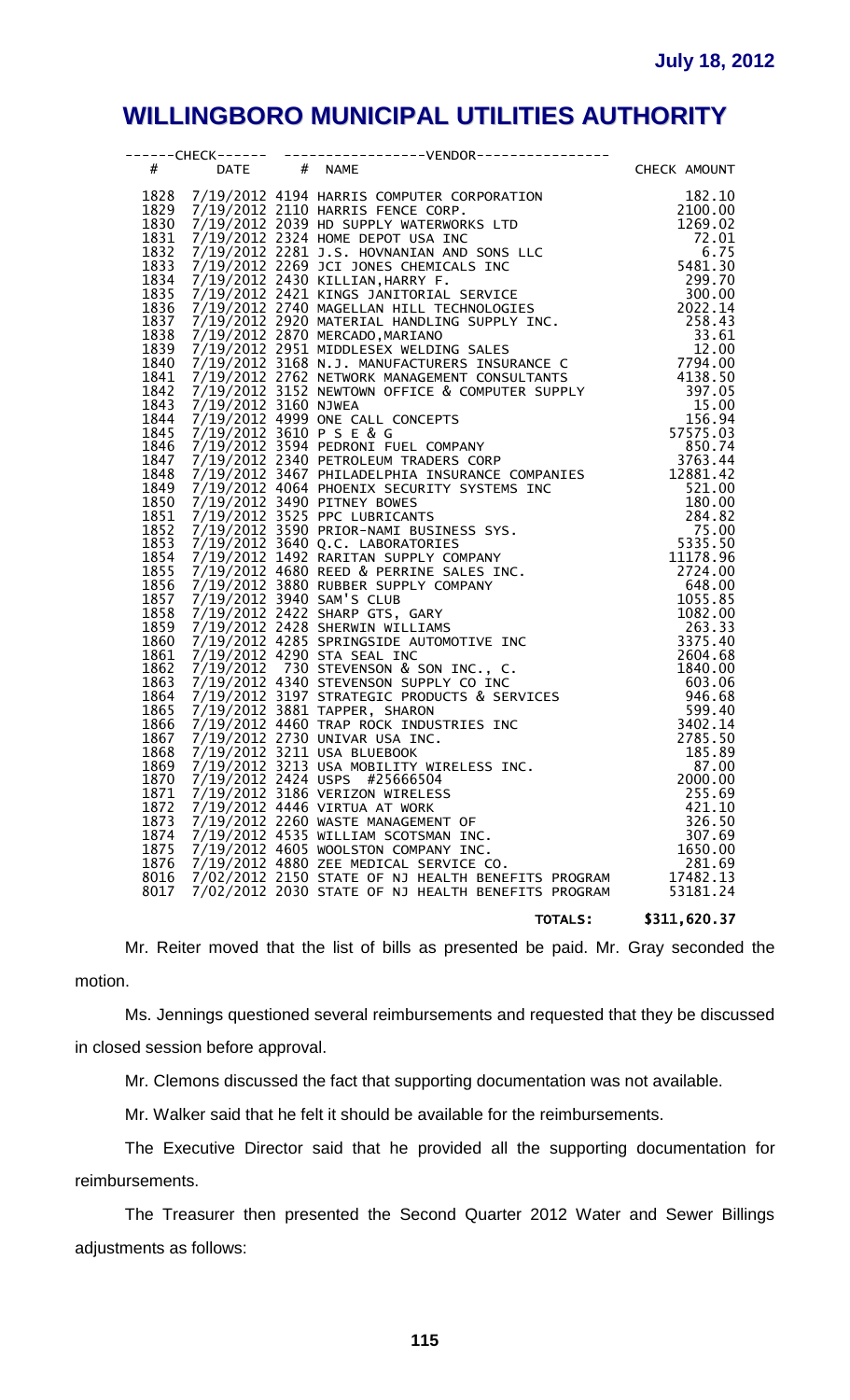# WILLINGBORO MUNICIPAL UTILITIES AUTHORITY

| CHECK # | CHECK DATE | VENDOR # | VENDOR NAME | CHECK AMOUNT |
|---|---|---|---|---|
| 1828 | 7/19/2012 | 4194 | HARRIS COMPUTER CORPORATION | 182.10 |
| 1829 | 7/19/2012 | 2110 | HARRIS FENCE CORP. | 2100.00 |
| 1830 | 7/19/2012 | 2039 | HD SUPPLY WATERWORKS LTD | 1269.02 |
| 1831 | 7/19/2012 | 2324 | HOME DEPOT USA INC | 72.01 |
| 1832 | 7/19/2012 | 2281 | J.S. HOVNANIAN AND SONS LLC | 6.75 |
| 1833 | 7/19/2012 | 2269 | JCI JONES CHEMICALS INC | 5481.30 |
| 1834 | 7/19/2012 | 2430 | KILLIAN,HARRY F. | 299.70 |
| 1835 | 7/19/2012 | 2421 | KINGS JANITORIAL SERVICE | 300.00 |
| 1836 | 7/19/2012 | 2740 | MAGELLAN HILL TECHNOLOGIES | 2022.14 |
| 1837 | 7/19/2012 | 2920 | MATERIAL HANDLING SUPPLY INC. | 258.43 |
| 1838 | 7/19/2012 | 2870 | MERCADO,MARIANO | 33.61 |
| 1839 | 7/19/2012 | 2951 | MIDDLESEX WELDING SALES | 12.00 |
| 1840 | 7/19/2012 | 3168 | N.J. MANUFACTURERS INSURANCE C | 7794.00 |
| 1841 | 7/19/2012 | 2762 | NETWORK MANAGEMENT CONSULTANTS | 4138.50 |
| 1842 | 7/19/2012 | 3152 | NEWTOWN OFFICE & COMPUTER SUPPLY | 397.05 |
| 1843 | 7/19/2012 | 3160 | NJWEA | 15.00 |
| 1844 | 7/19/2012 | 4999 | ONE CALL CONCEPTS | 156.94 |
| 1845 | 7/19/2012 | 3610 | P S E & G | 57575.03 |
| 1846 | 7/19/2012 | 3594 | PEDRONI FUEL COMPANY | 850.74 |
| 1847 | 7/19/2012 | 2340 | PETROLEUM TRADERS CORP | 3763.44 |
| 1848 | 7/19/2012 | 3467 | PHILADELPHIA INSURANCE COMPANIES | 12881.42 |
| 1849 | 7/19/2012 | 4064 | PHOENIX SECURITY SYSTEMS INC | 521.00 |
| 1850 | 7/19/2012 | 3490 | PITNEY BOWES | 180.00 |
| 1851 | 7/19/2012 | 3525 | PPC LUBRICANTS | 284.82 |
| 1852 | 7/19/2012 | 3590 | PRIOR-NAMI BUSINESS SYS. | 75.00 |
| 1853 | 7/19/2012 | 3640 | Q.C. LABORATORIES | 5335.50 |
| 1854 | 7/19/2012 | 1492 | RARITAN SUPPLY COMPANY | 11178.96 |
| 1855 | 7/19/2012 | 4680 | REED & PERRINE SALES INC. | 2724.00 |
| 1856 | 7/19/2012 | 3880 | RUBBER SUPPLY COMPANY | 648.00 |
| 1857 | 7/19/2012 | 3940 | SAM'S CLUB | 1055.85 |
| 1858 | 7/19/2012 | 2422 | SHARP GTS, GARY | 1082.00 |
| 1859 | 7/19/2012 | 2428 | SHERWIN WILLIAMS | 263.33 |
| 1860 | 7/19/2012 | 4285 | SPRINGSIDE AUTOMOTIVE INC | 3375.40 |
| 1861 | 7/19/2012 | 4290 | STA SEAL INC | 2604.68 |
| 1862 | 7/19/2012 | 730 | STEVENSON & SON INC., C. | 1840.00 |
| 1863 | 7/19/2012 | 4340 | STEVENSON SUPPLY CO INC | 603.06 |
| 1864 | 7/19/2012 | 3197 | STRATEGIC PRODUCTS & SERVICES | 946.68 |
| 1865 | 7/19/2012 | 3881 | TAPPER, SHARON | 599.40 |
| 1866 | 7/19/2012 | 4460 | TRAP ROCK INDUSTRIES INC | 3402.14 |
| 1867 | 7/19/2012 | 2730 | UNIVAR USA INC. | 2785.50 |
| 1868 | 7/19/2012 | 3211 | USA BLUEBOOK | 185.89 |
| 1869 | 7/19/2012 | 3213 | USA MOBILITY WIRELESS INC. | 87.00 |
| 1870 | 7/19/2012 | 2424 | USPS #25666504 | 2000.00 |
| 1871 | 7/19/2012 | 3186 | VERIZON WIRELESS | 255.69 |
| 1872 | 7/19/2012 | 4446 | VIRTUA AT WORK | 421.10 |
| 1873 | 7/19/2012 | 2260 | WASTE MANAGEMENT OF | 326.50 |
| 1874 | 7/19/2012 | 4535 | WILLIAM SCOTSMAN INC. | 307.69 |
| 1875 | 7/19/2012 | 4605 | WOOLSTON COMPANY INC. | 1650.00 |
| 1876 | 7/19/2012 | 4880 | ZEE MEDICAL SERVICE CO. | 281.69 |
| 8016 | 7/02/2012 | 2150 | STATE OF NJ HEALTH BENEFITS PROGRAM | 17482.13 |
| 8017 | 7/02/2012 | 2030 | STATE OF NJ HEALTH BENEFITS PROGRAM | 53181.24 |
| | | | TOTALS: | $311,620.37 |

Mr. Reiter moved that the list of bills as presented be paid. Mr. Gray seconded the motion.

Ms. Jennings questioned several reimbursements and requested that they be discussed in closed session before approval.

Mr. Clemons discussed the fact that supporting documentation was not available.

Mr. Walker said that he felt it should be available for the reimbursements.

The Executive Director said that he provided all the supporting documentation for reimbursements.

The Treasurer then presented the Second Quarter 2012 Water and Sewer Billings adjustments as follows: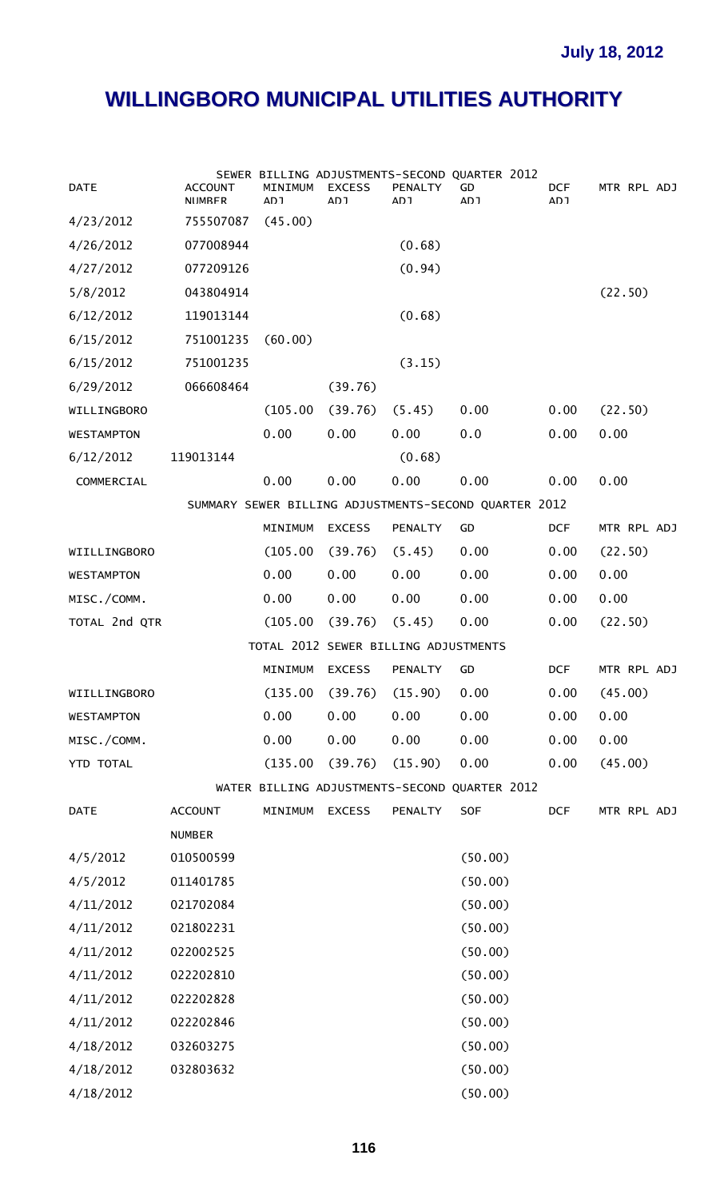July 18, 2012

# WILLINGBORO MUNICIPAL UTILITIES AUTHORITY

SEWER BILLING ADJUSTMENTS-SECOND QUARTER 2012

| DATE | ACCOUNT NUMBER | MINIMUM ADJ | EXCESS ADJ | PENALTY ADJ | GD ADJ | DCF ADJ | MTR RPL ADJ |
|---|---|---|---|---|---|---|---|
| 4/23/2012 | 755507087 | (45.00) | | | | | |
| 4/26/2012 | 077008944 | | | (0.68) | | | |
| 4/27/2012 | 077209126 | | | (0.94) | | | |
| 5/8/2012 | 043804914 | | | | | | (22.50) |
| 6/12/2012 | 119013144 | | | (0.68) | | | |
| 6/15/2012 | 751001235 | (60.00) | | | | | |
| 6/15/2012 | 751001235 | | | (3.15) | | | |
| 6/29/2012 | 066608464 | | (39.76) | | | | |
| WILLINGBORO | | (105.00 | (39.76) | (5.45) | 0.00 | 0.00 | (22.50) |
| WESTAMPTON | | 0.00 | 0.00 | 0.00 | 0.0 | 0.00 | 0.00 |
| 6/12/2012 | 119013144 | | | (0.68) | | | |
| COMMERCIAL | | 0.00 | 0.00 | 0.00 | 0.00 | 0.00 | 0.00 |

SUMMARY SEWER BILLING ADJUSTMENTS-SECOND QUARTER 2012

| | MINIMUM | EXCESS | PENALTY | GD | DCF | MTR RPL ADJ |
|---|---|---|---|---|---|---|
| WIILLINGBORO | (105.00 | (39.76) | (5.45) | 0.00 | 0.00 | (22.50) |
| WESTAMPTON | 0.00 | 0.00 | 0.00 | 0.00 | 0.00 | 0.00 |
| MISC./COMM. | 0.00 | 0.00 | 0.00 | 0.00 | 0.00 | 0.00 |
| TOTAL 2nd QTR | (105.00 | (39.76) | (5.45) | 0.00 | 0.00 | (22.50) |

TOTAL 2012 SEWER BILLING ADJUSTMENTS

| | MINIMUM | EXCESS | PENALTY | GD | DCF | MTR RPL ADJ |
|---|---|---|---|---|---|---|
| WIILLINGBORO | (135.00 | (39.76) | (15.90) | 0.00 | 0.00 | (45.00) |
| WESTAMPTON | 0.00 | 0.00 | 0.00 | 0.00 | 0.00 | 0.00 |
| MISC./COMM. | 0.00 | 0.00 | 0.00 | 0.00 | 0.00 | 0.00 |
| YTD TOTAL | (135.00 | (39.76) | (15.90) | 0.00 | 0.00 | (45.00) |

WATER BILLING ADJUSTMENTS-SECOND QUARTER 2012

| DATE | ACCOUNT NUMBER | MINIMUM | EXCESS | PENALTY | SOF | DCF | MTR RPL ADJ |
|---|---|---|---|---|---|---|---|
| 4/5/2012 | 010500599 | | | | (50.00) | | |
| 4/5/2012 | 011401785 | | | | (50.00) | | |
| 4/11/2012 | 021702084 | | | | (50.00) | | |
| 4/11/2012 | 021802231 | | | | (50.00) | | |
| 4/11/2012 | 022002525 | | | | (50.00) | | |
| 4/11/2012 | 022202810 | | | | (50.00) | | |
| 4/11/2012 | 022202828 | | | | (50.00) | | |
| 4/11/2012 | 022202846 | | | | (50.00) | | |
| 4/18/2012 | 032603275 | | | | (50.00) | | |
| 4/18/2012 | 032803632 | | | | (50.00) | | |
| 4/18/2012 | | | | | (50.00) | | |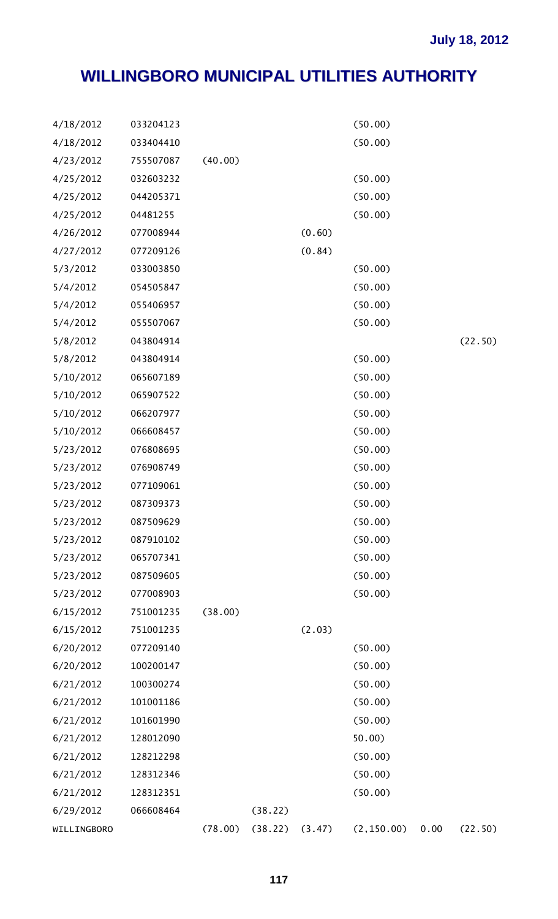# WILLINGBORO MUNICIPAL UTILITIES AUTHORITY

| | | | | | | | |
|---|---|---|---|---|---|---|---|
| 4/18/2012 | 033204123 | | | | (50.00) | | |
| 4/18/2012 | 033404410 | | | | (50.00) | | |
| 4/23/2012 | 755507087 | (40.00) | | | | | |
| 4/25/2012 | 032603232 | | | | (50.00) | | |
| 4/25/2012 | 044205371 | | | | (50.00) | | |
| 4/25/2012 | 04481255 | | | | (50.00) | | |
| 4/26/2012 | 077008944 | | | (0.60) | | | |
| 4/27/2012 | 077209126 | | | (0.84) | | | |
| 5/3/2012 | 033003850 | | | | (50.00) | | |
| 5/4/2012 | 054505847 | | | | (50.00) | | |
| 5/4/2012 | 055406957 | | | | (50.00) | | |
| 5/4/2012 | 055507067 | | | | (50.00) | | |
| 5/8/2012 | 043804914 | | | | | | (22.50) |
| 5/8/2012 | 043804914 | | | | (50.00) | | |
| 5/10/2012 | 065607189 | | | | (50.00) | | |
| 5/10/2012 | 065907522 | | | | (50.00) | | |
| 5/10/2012 | 066207977 | | | | (50.00) | | |
| 5/10/2012 | 066608457 | | | | (50.00) | | |
| 5/23/2012 | 076808695 | | | | (50.00) | | |
| 5/23/2012 | 076908749 | | | | (50.00) | | |
| 5/23/2012 | 077109061 | | | | (50.00) | | |
| 5/23/2012 | 087309373 | | | | (50.00) | | |
| 5/23/2012 | 087509629 | | | | (50.00) | | |
| 5/23/2012 | 087910102 | | | | (50.00) | | |
| 5/23/2012 | 065707341 | | | | (50.00) | | |
| 5/23/2012 | 087509605 | | | | (50.00) | | |
| 5/23/2012 | 077008903 | | | | (50.00) | | |
| 6/15/2012 | 751001235 | (38.00) | | | | | |
| 6/15/2012 | 751001235 | | | (2.03) | | | |
| 6/20/2012 | 077209140 | | | | (50.00) | | |
| 6/20/2012 | 100200147 | | | | (50.00) | | |
| 6/21/2012 | 100300274 | | | | (50.00) | | |
| 6/21/2012 | 101001186 | | | | (50.00) | | |
| 6/21/2012 | 101601990 | | | | (50.00) | | |
| 6/21/2012 | 128012090 | | | | 50.00) | | |
| 6/21/2012 | 128212298 | | | | (50.00) | | |
| 6/21/2012 | 128312346 | | | | (50.00) | | |
| 6/21/2012 | 128312351 | | | | (50.00) | | |
| 6/29/2012 | 066608464 | | (38.22) | | | | |
| WILLINGBORO | | (78.00) | (38.22) | (3.47) | (2,150.00) | 0.00 | (22.50) |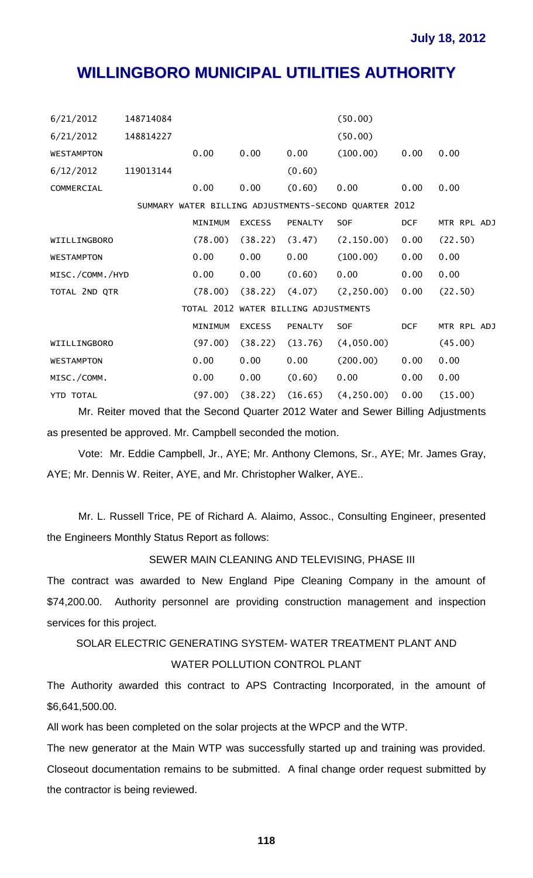| | | | | | | | |
|---|---|---|---|---|---|---|---|
| 6/21/2012 | 148714084 | | | | (50.00) | | |
| 6/21/2012 | 148814227 | | | | (50.00) | | |
| WESTAMPTON | | 0.00 | 0.00 | 0.00 | (100.00) | 0.00 | 0.00 |
| 6/12/2012 | 119013144 | | | (0.60) | | | |
| COMMERCIAL | | 0.00 | 0.00 | (0.60) | 0.00 | 0.00 | 0.00 |

SUMMARY WATER BILLING ADJUSTMENTS-SECOND QUARTER 2012

| | MINIMUM | EXCESS | PENALTY | SOF | DCF | MTR RPL ADJ |
|---|---|---|---|---|---|---|
| WIILLINGBORO | (78.00) | (38.22) | (3.47) | (2,150.00) | 0.00 | (22.50) |
| WESTAMPTON | 0.00 | 0.00 | 0.00 | (100.00) | 0.00 | 0.00 |
| MISC./COMM./HYD | 0.00 | 0.00 | (0.60) | 0.00 | 0.00 | 0.00 |
| TOTAL 2ND QTR | (78.00) | (38.22) | (4.07) | (2,250.00) | 0.00 | (22.50) |

TOTAL 2012 WATER BILLING ADJUSTMENTS

| | MINIMUM | EXCESS | PENALTY | SOF | DCF | MTR RPL ADJ |
|---|---|---|---|---|---|---|
| WIILLINGBORO | (97.00) | (38.22) | (13.76) | (4,050.00) | | (45.00) |
| WESTAMPTON | 0.00 | 0.00 | 0.00 | (200.00) | 0.00 | 0.00 |
| MISC./COMM. | 0.00 | 0.00 | (0.60) | 0.00 | 0.00 | 0.00 |
| YTD TOTAL | (97.00) | (38.22) | (16.65) | (4,250.00) | 0.00 | (15.00) |

Mr. Reiter moved that the Second Quarter 2012 Water and Sewer Billing Adjustments as presented be approved. Mr. Campbell seconded the motion.

Vote: Mr. Eddie Campbell, Jr., AYE; Mr. Anthony Clemons, Sr., AYE; Mr. James Gray, AYE; Mr. Dennis W. Reiter, AYE, and Mr. Christopher Walker, AYE..

Mr. L. Russell Trice, PE of Richard A. Alaimo, Assoc., Consulting Engineer, presented the Engineers Monthly Status Report as follows:

SEWER MAIN CLEANING AND TELEVISING, PHASE III

The contract was awarded to New England Pipe Cleaning Company in the amount of $74,200.00. Authority personnel are providing construction management and inspection services for this project.

SOLAR ELECTRIC GENERATING SYSTEM- WATER TREATMENT PLANT AND WATER POLLUTION CONTROL PLANT

The Authority awarded this contract to APS Contracting Incorporated, in the amount of $6,641,500.00.

All work has been completed on the solar projects at the WPCP and the WTP.

The new generator at the Main WTP was successfully started up and training was provided. Closeout documentation remains to be submitted. A final change order request submitted by the contractor is being reviewed.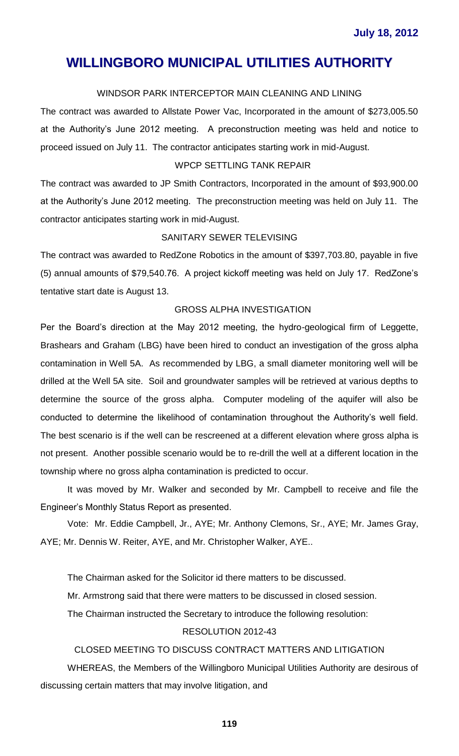# WILLINGBORO MUNICIPAL UTILITIES AUTHORITY

WINDSOR PARK INTERCEPTOR MAIN CLEANING AND LINING

The contract was awarded to Allstate Power Vac, Incorporated in the amount of $273,005.50 at the Authority's June 2012 meeting. A preconstruction meeting was held and notice to proceed issued on July 11. The contractor anticipates starting work in mid-August.

WPCP SETTLING TANK REPAIR

The contract was awarded to JP Smith Contractors, Incorporated in the amount of $93,900.00 at the Authority's June 2012 meeting. The preconstruction meeting was held on July 11. The contractor anticipates starting work in mid-August.

SANITARY SEWER TELEVISING

The contract was awarded to RedZone Robotics in the amount of $397,703.80, payable in five (5) annual amounts of $79,540.76. A project kickoff meeting was held on July 17. RedZone's tentative start date is August 13.

GROSS ALPHA INVESTIGATION

Per the Board's direction at the May 2012 meeting, the hydro-geological firm of Leggette, Brashears and Graham (LBG) have been hired to conduct an investigation of the gross alpha contamination in Well 5A. As recommended by LBG, a small diameter monitoring well will be drilled at the Well 5A site. Soil and groundwater samples will be retrieved at various depths to determine the source of the gross alpha. Computer modeling of the aquifer will also be conducted to determine the likelihood of contamination throughout the Authority's well field. The best scenario is if the well can be rescreened at a different elevation where gross alpha is not present. Another possible scenario would be to re-drill the well at a different location in the township where no gross alpha contamination is predicted to occur.

It was moved by Mr. Walker and seconded by Mr. Campbell to receive and file the Engineer's Monthly Status Report as presented.

Vote: Mr. Eddie Campbell, Jr., AYE; Mr. Anthony Clemons, Sr., AYE; Mr. James Gray, AYE; Mr. Dennis W. Reiter, AYE, and Mr. Christopher Walker, AYE..

The Chairman asked for the Solicitor id there matters to be discussed.

Mr. Armstrong said that there were matters to be discussed in closed session.

The Chairman instructed the Secretary to introduce the following resolution:

RESOLUTION 2012-43

CLOSED MEETING TO DISCUSS CONTRACT MATTERS AND LITIGATION

WHEREAS, the Members of the Willingboro Municipal Utilities Authority are desirous of discussing certain matters that may involve litigation, and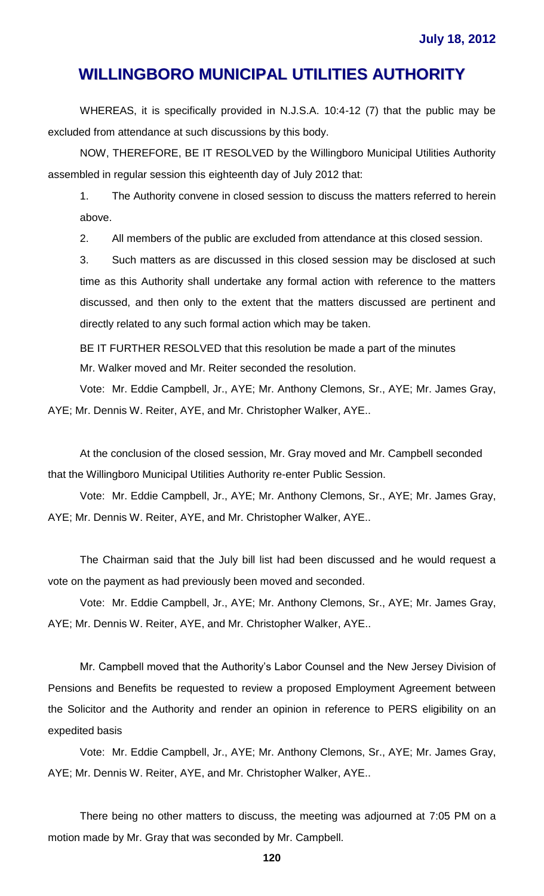WHEREAS, it is specifically provided in N.J.S.A. 10:4-12 (7) that the public may be excluded from attendance at such discussions by this body.

NOW, THEREFORE, BE IT RESOLVED by the Willingboro Municipal Utilities Authority assembled in regular session this eighteenth day of July 2012 that:

1. The Authority convene in closed session to discuss the matters referred to herein above.
2. All members of the public are excluded from attendance at this closed session.
3. Such matters as are discussed in this closed session may be disclosed at such time as this Authority shall undertake any formal action with reference to the matters discussed, and then only to the extent that the matters discussed are pertinent and directly related to any such formal action which may be taken.

BE IT FURTHER RESOLVED that this resolution be made a part of the minutes

Mr. Walker moved and Mr. Reiter seconded the resolution.

Vote: Mr. Eddie Campbell, Jr., AYE; Mr. Anthony Clemons, Sr., AYE; Mr. James Gray, AYE; Mr. Dennis W. Reiter, AYE, and Mr. Christopher Walker, AYE..

At the conclusion of the closed session, Mr. Gray moved and Mr. Campbell seconded that the Willingboro Municipal Utilities Authority re-enter Public Session.

Vote: Mr. Eddie Campbell, Jr., AYE; Mr. Anthony Clemons, Sr., AYE; Mr. James Gray, AYE; Mr. Dennis W. Reiter, AYE, and Mr. Christopher Walker, AYE..

The Chairman said that the July bill list had been discussed and he would request a vote on the payment as had previously been moved and seconded.

Vote: Mr. Eddie Campbell, Jr., AYE; Mr. Anthony Clemons, Sr., AYE; Mr. James Gray, AYE; Mr. Dennis W. Reiter, AYE, and Mr. Christopher Walker, AYE..

Mr. Campbell moved that the Authority's Labor Counsel and the New Jersey Division of Pensions and Benefits be requested to review a proposed Employment Agreement between the Solicitor and the Authority and render an opinion in reference to PERS eligibility on an expedited basis

Vote: Mr. Eddie Campbell, Jr., AYE; Mr. Anthony Clemons, Sr., AYE; Mr. James Gray, AYE; Mr. Dennis W. Reiter, AYE, and Mr. Christopher Walker, AYE..

There being no other matters to discuss, the meeting was adjourned at 7:05 PM on a motion made by Mr. Gray that was seconded by Mr. Campbell.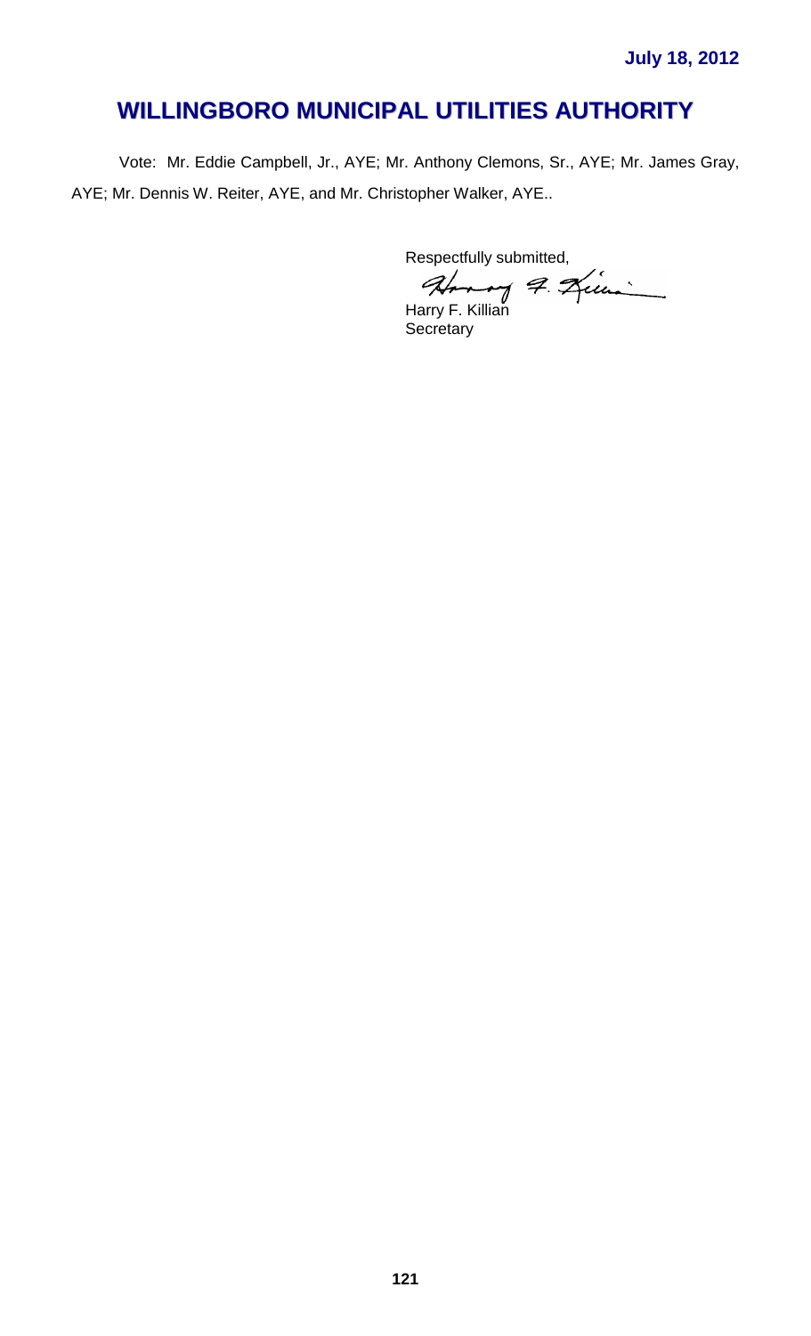# WILLINGBORO MUNICIPAL UTILITIES AUTHORITY

Vote: Mr. Eddie Campbell, Jr., AYE; Mr. Anthony Clemons, Sr., AYE; Mr. James Gray, AYE; Mr. Dennis W. Reiter, AYE, and Mr. Christopher Walker, AYE..

Respectfully submitted,

Harry F. Killian
Secretary